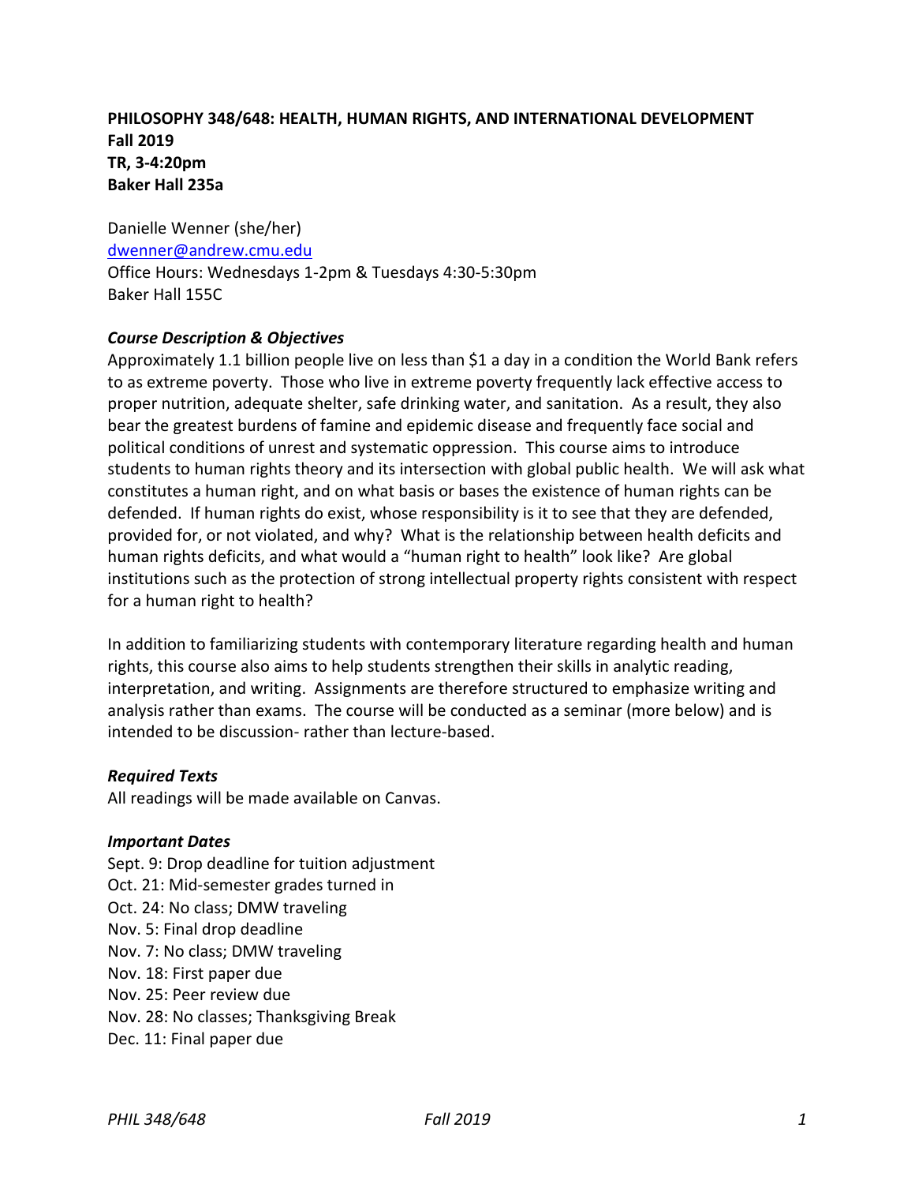**PHILOSOPHY 348/648: HEALTH, HUMAN RIGHTS, AND INTERNATIONAL DEVELOPMENT**
**Fall 2019**
**TR, 3-4:20pm**
**Baker Hall 235a**

Danielle Wenner (she/her)
dwenner@andrew.cmu.edu
Office Hours: Wednesdays 1-2pm & Tuesdays 4:30-5:30pm
Baker Hall 155C

***Course Description & Objectives***

Approximately 1.1 billion people live on less than $1 a day in a condition the World Bank refers to as extreme poverty. Those who live in extreme poverty frequently lack effective access to proper nutrition, adequate shelter, safe drinking water, and sanitation. As a result, they also bear the greatest burdens of famine and epidemic disease and frequently face social and political conditions of unrest and systematic oppression. This course aims to introduce students to human rights theory and its intersection with global public health. We will ask what constitutes a human right, and on what basis or bases the existence of human rights can be defended. If human rights do exist, whose responsibility is it to see that they are defended, provided for, or not violated, and why? What is the relationship between health deficits and human rights deficits, and what would a "human right to health" look like? Are global institutions such as the protection of strong intellectual property rights consistent with respect for a human right to health?

In addition to familiarizing students with contemporary literature regarding health and human rights, this course also aims to help students strengthen their skills in analytic reading, interpretation, and writing. Assignments are therefore structured to emphasize writing and analysis rather than exams. The course will be conducted as a seminar (more below) and is intended to be discussion- rather than lecture-based.

***Required Texts***

All readings will be made available on Canvas.

***Important Dates***

Sept. 9: Drop deadline for tuition adjustment
Oct. 21: Mid-semester grades turned in
Oct. 24: No class; DMW traveling
Nov. 5: Final drop deadline
Nov. 7: No class; DMW traveling
Nov. 18: First paper due
Nov. 25: Peer review due
Nov. 28: No classes; Thanksgiving Break
Dec. 11: Final paper due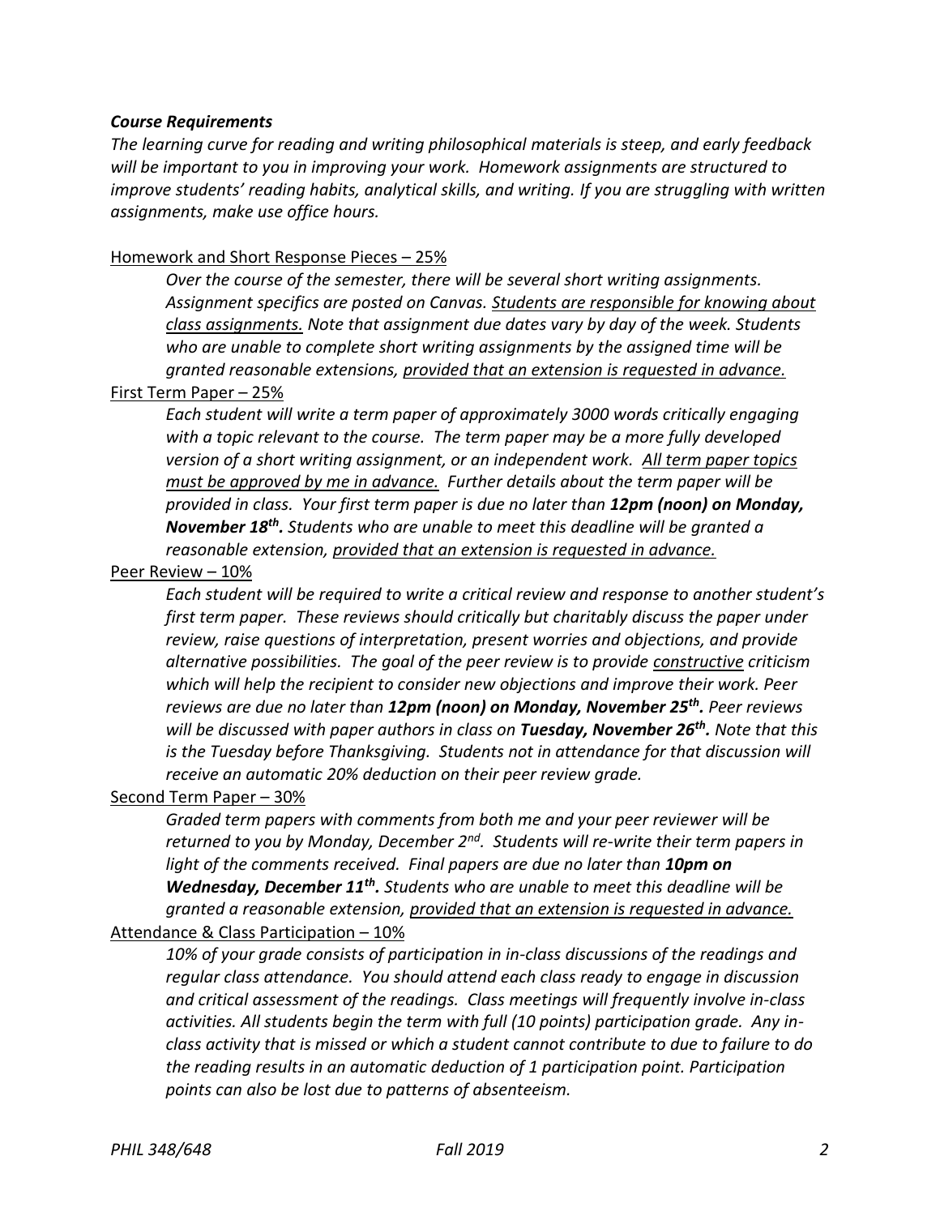### *Course Requirements*

*The learning curve for reading and writing philosophical materials is steep, and early feedback will be important to you in improving your work. Homework assignments are structured to improve students' reading habits, analytical skills, and writing. If you are struggling with written assignments, make use office hours.*

<u>Homework and Short Response Pieces – 25%</u>

> *Over the course of the semester, there will be several short writing assignments. Assignment specifics are posted on Canvas. <u>Students are responsible for knowing about class assignments.</u> Note that assignment due dates vary by day of the week. Students who are unable to complete short writing assignments by the assigned time will be granted reasonable extensions, <u>provided that an extension is requested in advance.</u>*

<u>First Term Paper – 25%</u>

> *Each student will write a term paper of approximately 3000 words critically engaging with a topic relevant to the course. The term paper may be a more fully developed version of a short writing assignment, or an independent work. <u>All term paper topics must be approved by me in advance.</u> Further details about the term paper will be provided in class. Your first term paper is due no later than **12pm (noon) on Monday, November 18th**. Students who are unable to meet this deadline will be granted a reasonable extension, <u>provided that an extension is requested in advance.</u>*

<u>Peer Review – 10%</u>

> *Each student will be required to write a critical review and response to another student's first term paper. These reviews should critically but charitably discuss the paper under review, raise questions of interpretation, present worries and objections, and provide alternative possibilities. The goal of the peer review is to provide <u>constructive</u> criticism which will help the recipient to consider new objections and improve their work. Peer reviews are due no later than **12pm (noon) on Monday, November 25th**. Peer reviews will be discussed with paper authors in class on **Tuesday, November 26th**. Note that this is the Tuesday before Thanksgiving. Students not in attendance for that discussion will receive an automatic 20% deduction on their peer review grade.*

<u>Second Term Paper – 30%</u>

> *Graded term papers with comments from both me and your peer reviewer will be returned to you by Monday, December 2nd. Students will re-write their term papers in light of the comments received. Final papers are due no later than **10pm on Wednesday, December 11th**. Students who are unable to meet this deadline will be granted a reasonable extension, <u>provided that an extension is requested in advance.</u>*

<u>Attendance & Class Participation – 10%</u>

> *10% of your grade consists of participation in in-class discussions of the readings and regular class attendance. You should attend each class ready to engage in discussion and critical assessment of the readings. Class meetings will frequently involve in-class activities. All students begin the term with full (10 points) participation grade. Any in-class activity that is missed or which a student cannot contribute to due to failure to do the reading results in an automatic deduction of 1 participation point. Participation points can also be lost due to patterns of absenteeism.*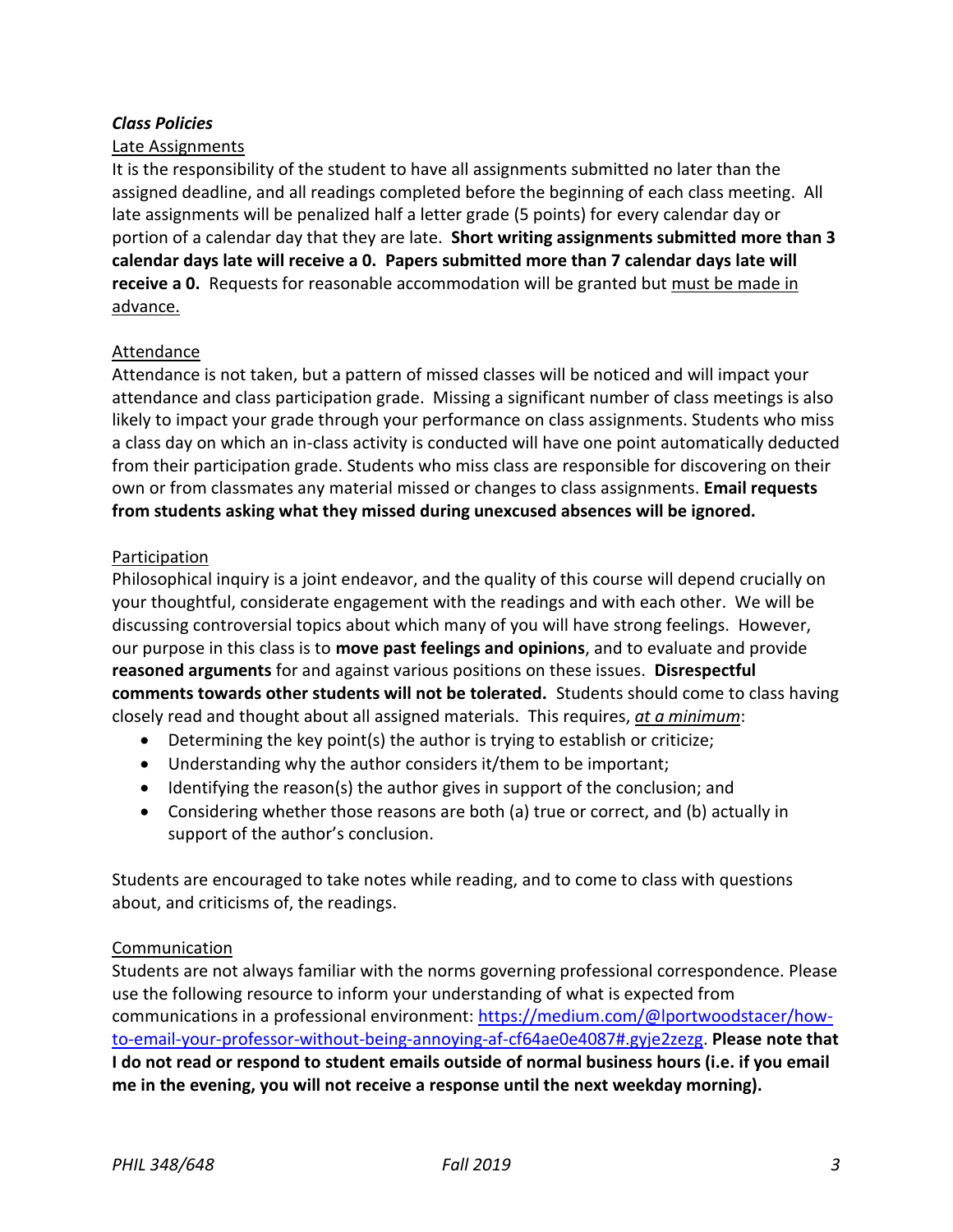***Class Policies***

Late Assignments

It is the responsibility of the student to have all assignments submitted no later than the assigned deadline, and all readings completed before the beginning of each class meeting. All late assignments will be penalized half a letter grade (5 points) for every calendar day or portion of a calendar day that they are late. **Short writing assignments submitted more than 3 calendar days late will receive a 0. Papers submitted more than 7 calendar days late will receive a 0.** Requests for reasonable accommodation will be granted but must be made in advance.

Attendance

Attendance is not taken, but a pattern of missed classes will be noticed and will impact your attendance and class participation grade. Missing a significant number of class meetings is also likely to impact your grade through your performance on class assignments. Students who miss a class day on which an in-class activity is conducted will have one point automatically deducted from their participation grade. Students who miss class are responsible for discovering on their own or from classmates any material missed or changes to class assignments. **Email requests from students asking what they missed during unexcused absences will be ignored.**

Participation

Philosophical inquiry is a joint endeavor, and the quality of this course will depend crucially on your thoughtful, considerate engagement with the readings and with each other. We will be discussing controversial topics about which many of you will have strong feelings. However, our purpose in this class is to **move past feelings and opinions**, and to evaluate and provide **reasoned arguments** for and against various positions on these issues. **Disrespectful comments towards other students will not be tolerated.** Students should come to class having closely read and thought about all assigned materials. This requires, ***at a minimum***:

- Determining the key point(s) the author is trying to establish or criticize;
- Understanding why the author considers it/them to be important;
- Identifying the reason(s) the author gives in support of the conclusion; and
- Considering whether those reasons are both (a) true or correct, and (b) actually in support of the author's conclusion.

Students are encouraged to take notes while reading, and to come to class with questions about, and criticisms of, the readings.

Communication

Students are not always familiar with the norms governing professional correspondence. Please use the following resource to inform your understanding of what is expected from communications in a professional environment: [https://medium.com/@lportwoodstacer/how-to-email-your-professor-without-being-annoying-af-cf64ae0e4087#.gyje2zezg](https://medium.com/@lportwoodstacer/how-to-email-your-professor-without-being-annoying-af-cf64ae0e4087#.gyje2zezg). **Please note that I do not read or respond to student emails outside of normal business hours (i.e. if you email me in the evening, you will not receive a response until the next weekday morning).**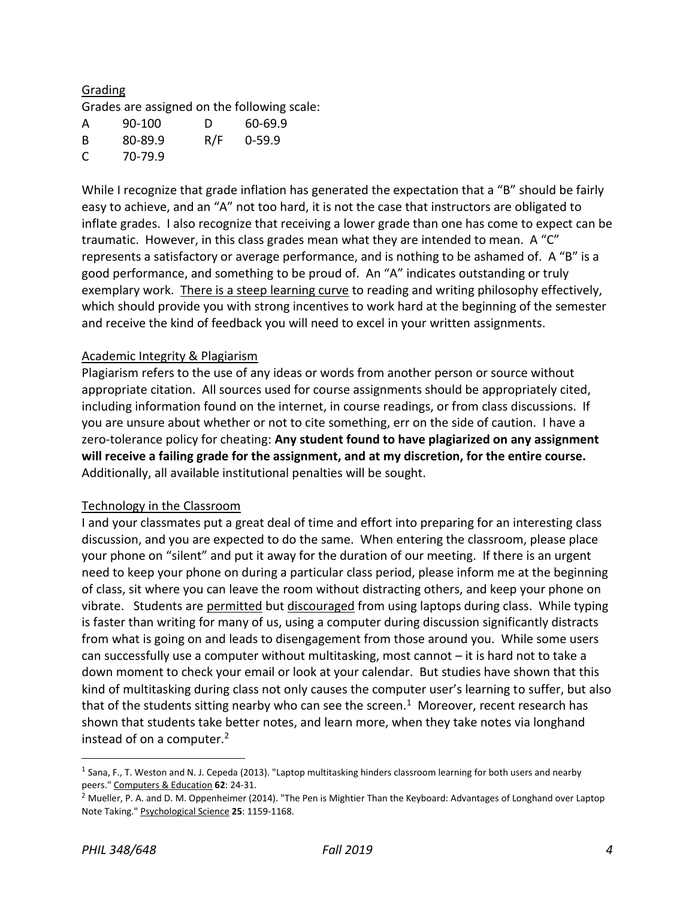## Grading

Grades are assigned on the following scale:

| | | | |
|---|---|---|---|
| A | 90-100 | D | 60-69.9 |
| B | 80-89.9 | R/F | 0-59.9 |
| C | 70-79.9 | | |

While I recognize that grade inflation has generated the expectation that a "B" should be fairly easy to achieve, and an "A" not too hard, it is not the case that instructors are obligated to inflate grades. I also recognize that receiving a lower grade than one has come to expect can be traumatic. However, in this class grades mean what they are intended to mean. A "C" represents a satisfactory or average performance, and is nothing to be ashamed of. A "B" is a good performance, and something to be proud of. An "A" indicates outstanding or truly exemplary work. <u>There is a steep learning curve</u> to reading and writing philosophy effectively, which should provide you with strong incentives to work hard at the beginning of the semester and receive the kind of feedback you will need to excel in your written assignments.

## Academic Integrity & Plagiarism

Plagiarism refers to the use of any ideas or words from another person or source without appropriate citation. All sources used for course assignments should be appropriately cited, including information found on the internet, in course readings, or from class discussions. If you are unsure about whether or not to cite something, err on the side of caution. I have a zero-tolerance policy for cheating: **Any student found to have plagiarized on any assignment will receive a failing grade for the assignment, and at my discretion, for the entire course.** Additionally, all available institutional penalties will be sought.

## Technology in the Classroom

I and your classmates put a great deal of time and effort into preparing for an interesting class discussion, and you are expected to do the same. When entering the classroom, please place your phone on "silent" and put it away for the duration of our meeting. If there is an urgent need to keep your phone on during a particular class period, please inform me at the beginning of class, sit where you can leave the room without distracting others, and keep your phone on vibrate. Students are <u>permitted</u> but <u>discouraged</u> from using laptops during class. While typing is faster than writing for many of us, using a computer during discussion significantly distracts from what is going on and leads to disengagement from those around you. While some users can successfully use a computer without multitasking, most cannot – it is hard not to take a down moment to check your email or look at your calendar. But studies have shown that this kind of multitasking during class not only causes the computer user's learning to suffer, but also that of the students sitting nearby who can see the screen.[1] Moreover, recent research has shown that students take better notes, and learn more, when they take notes via longhand instead of on a computer.[2]

---

[1] Sana, F., T. Weston and N. J. Cepeda (2013). "Laptop multitasking hinders classroom learning for both users and nearby peers." <u>Computers & Education</u> **62**: 24-31.

[2] Mueller, P. A. and D. M. Oppenheimer (2014). "The Pen is Mightier Than the Keyboard: Advantages of Longhand over Laptop Note Taking." <u>Psychological Science</u> **25**: 1159-1168.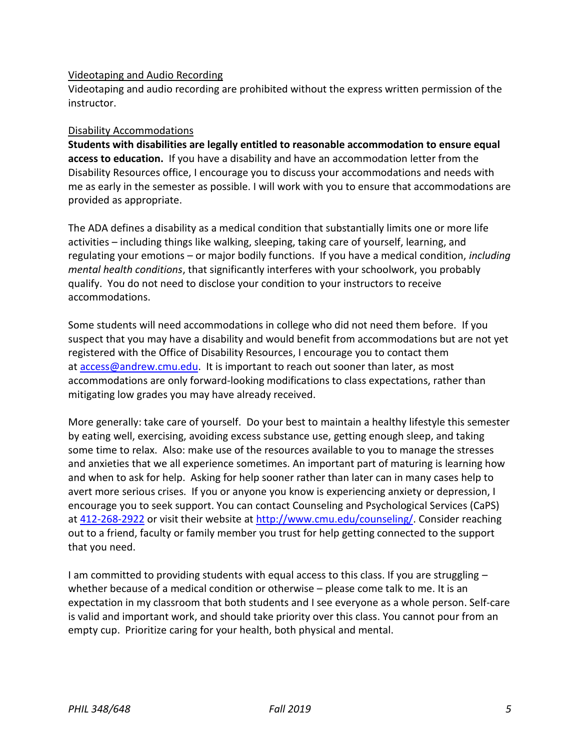### Videotaping and Audio Recording

Videotaping and audio recording are prohibited without the express written permission of the instructor.

### Disability Accommodations

**Students with disabilities are legally entitled to reasonable accommodation to ensure equal access to education.** If you have a disability and have an accommodation letter from the Disability Resources office, I encourage you to discuss your accommodations and needs with me as early in the semester as possible. I will work with you to ensure that accommodations are provided as appropriate.

The ADA defines a disability as a medical condition that substantially limits one or more life activities – including things like walking, sleeping, taking care of yourself, learning, and regulating your emotions – or major bodily functions. If you have a medical condition, *including mental health conditions*, that significantly interferes with your schoolwork, you probably qualify. You do not need to disclose your condition to your instructors to receive accommodations.

Some students will need accommodations in college who did not need them before. If you suspect that you may have a disability and would benefit from accommodations but are not yet registered with the Office of Disability Resources, I encourage you to contact them at [access@andrew.cmu.edu](mailto:access@andrew.cmu.edu). It is important to reach out sooner than later, as most accommodations are only forward-looking modifications to class expectations, rather than mitigating low grades you may have already received.

More generally: take care of yourself. Do your best to maintain a healthy lifestyle this semester by eating well, exercising, avoiding excess substance use, getting enough sleep, and taking some time to relax. Also: make use of the resources available to you to manage the stresses and anxieties that we all experience sometimes. An important part of maturing is learning how and when to ask for help. Asking for help sooner rather than later can in many cases help to avert more serious crises. If you or anyone you know is experiencing anxiety or depression, I encourage you to seek support. You can contact Counseling and Psychological Services (CaPS) at 412-268-2922 or visit their website at [http://www.cmu.edu/counseling/](http://www.cmu.edu/counseling/). Consider reaching out to a friend, faculty or family member you trust for help getting connected to the support that you need.

I am committed to providing students with equal access to this class. If you are struggling – whether because of a medical condition or otherwise – please come talk to me. It is an expectation in my classroom that both students and I see everyone as a whole person. Self-care is valid and important work, and should take priority over this class. You cannot pour from an empty cup. Prioritize caring for your health, both physical and mental.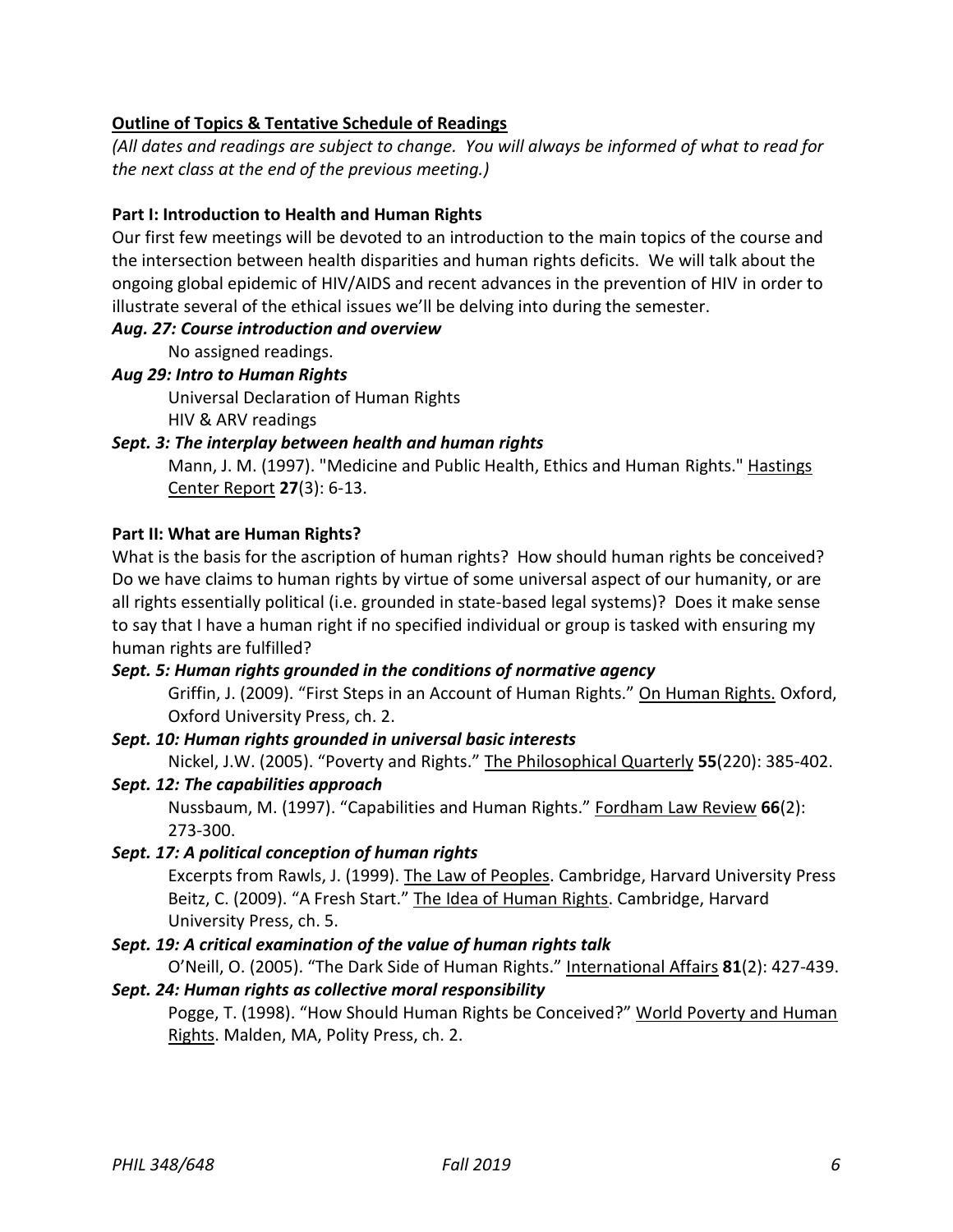## Outline of Topics & Tentative Schedule of Readings

*(All dates and readings are subject to change. You will always be informed of what to read for the next class at the end of the previous meeting.)*

### Part I: Introduction to Health and Human Rights

Our first few meetings will be devoted to an introduction to the main topics of the course and the intersection between health disparities and human rights deficits. We will talk about the ongoing global epidemic of HIV/AIDS and recent advances in the prevention of HIV in order to illustrate several of the ethical issues we'll be delving into during the semester.

***Aug. 27: Course introduction and overview***

No assigned readings.

***Aug 29: Intro to Human Rights***

Universal Declaration of Human Rights
HIV & ARV readings

***Sept. 3: The interplay between health and human rights***

Mann, J. M. (1997). "Medicine and Public Health, Ethics and Human Rights." Hastings Center Report **27**(3): 6-13.

### Part II: What are Human Rights?

What is the basis for the ascription of human rights? How should human rights be conceived? Do we have claims to human rights by virtue of some universal aspect of our humanity, or are all rights essentially political (i.e. grounded in state-based legal systems)? Does it make sense to say that I have a human right if no specified individual or group is tasked with ensuring my human rights are fulfilled?

***Sept. 5: Human rights grounded in the conditions of normative agency***

Griffin, J. (2009). "First Steps in an Account of Human Rights." On Human Rights. Oxford, Oxford University Press, ch. 2.

***Sept. 10: Human rights grounded in universal basic interests***

Nickel, J.W. (2005). "Poverty and Rights." The Philosophical Quarterly **55**(220): 385-402.

***Sept. 12: The capabilities approach***

Nussbaum, M. (1997). "Capabilities and Human Rights." Fordham Law Review **66**(2): 273-300.

***Sept. 17: A political conception of human rights***

Excerpts from Rawls, J. (1999). The Law of Peoples. Cambridge, Harvard University Press
Beitz, C. (2009). "A Fresh Start." The Idea of Human Rights. Cambridge, Harvard University Press, ch. 5.

***Sept. 19: A critical examination of the value of human rights talk***

O'Neill, O. (2005). "The Dark Side of Human Rights." International Affairs **81**(2): 427-439.

***Sept. 24: Human rights as collective moral responsibility***

Pogge, T. (1998). "How Should Human Rights be Conceived?" World Poverty and Human Rights. Malden, MA, Polity Press, ch. 2.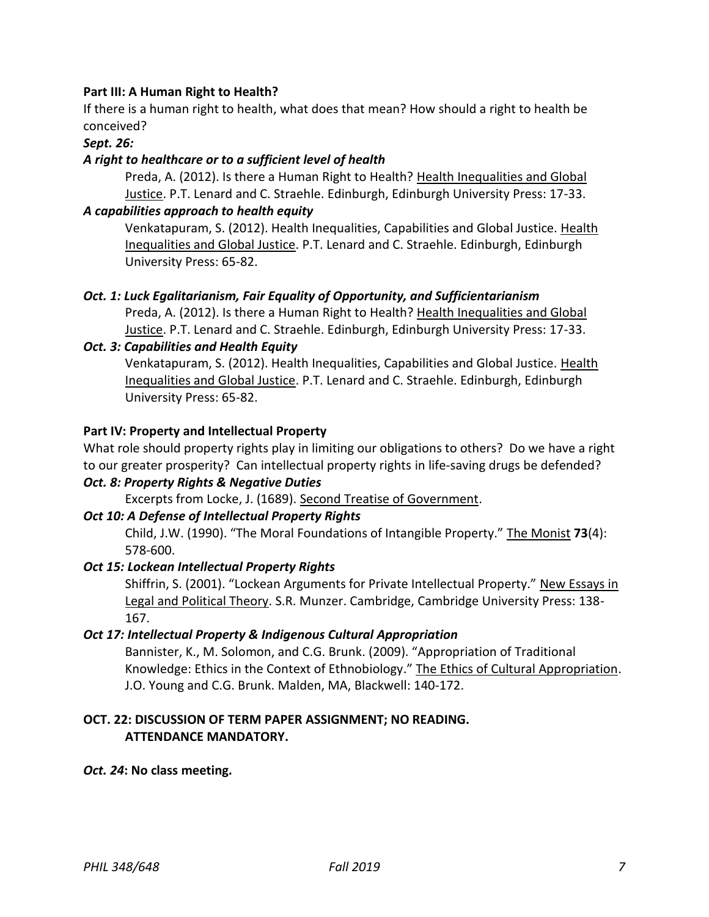**Part III: A Human Right to Health?**

If there is a human right to health, what does that mean? How should a right to health be conceived?

***Sept. 26:***

***A right to healthcare or to a sufficient level of health***

Preda, A. (2012). Is there a Human Right to Health? Health Inequalities and Global Justice. P.T. Lenard and C. Straehle. Edinburgh, Edinburgh University Press: 17-33.

***A capabilities approach to health equity***

Venkatapuram, S. (2012). Health Inequalities, Capabilities and Global Justice. Health Inequalities and Global Justice. P.T. Lenard and C. Straehle. Edinburgh, Edinburgh University Press: 65-82.

***Oct. 1: Luck Egalitarianism, Fair Equality of Opportunity, and Sufficientarianism***

Preda, A. (2012). Is there a Human Right to Health? Health Inequalities and Global Justice. P.T. Lenard and C. Straehle. Edinburgh, Edinburgh University Press: 17-33.

***Oct. 3: Capabilities and Health Equity***

Venkatapuram, S. (2012). Health Inequalities, Capabilities and Global Justice. Health Inequalities and Global Justice. P.T. Lenard and C. Straehle. Edinburgh, Edinburgh University Press: 65-82.

**Part IV: Property and Intellectual Property**

What role should property rights play in limiting our obligations to others? Do we have a right to our greater prosperity? Can intellectual property rights in life-saving drugs be defended?

***Oct. 8: Property Rights & Negative Duties***

Excerpts from Locke, J. (1689). Second Treatise of Government.

***Oct 10: A Defense of Intellectual Property Rights***

Child, J.W. (1990). "The Moral Foundations of Intangible Property." The Monist **73**(4): 578-600.

***Oct 15: Lockean Intellectual Property Rights***

Shiffrin, S. (2001). "Lockean Arguments for Private Intellectual Property." New Essays in Legal and Political Theory. S.R. Munzer. Cambridge, Cambridge University Press: 138-167.

***Oct 17: Intellectual Property & Indigenous Cultural Appropriation***

Bannister, K., M. Solomon, and C.G. Brunk. (2009). "Appropriation of Traditional Knowledge: Ethics in the Context of Ethnobiology." The Ethics of Cultural Appropriation. J.O. Young and C.G. Brunk. Malden, MA, Blackwell: 140-172.

**OCT. 22: DISCUSSION OF TERM PAPER ASSIGNMENT; NO READING. ATTENDANCE MANDATORY.**

***Oct. 24*: No class meeting.**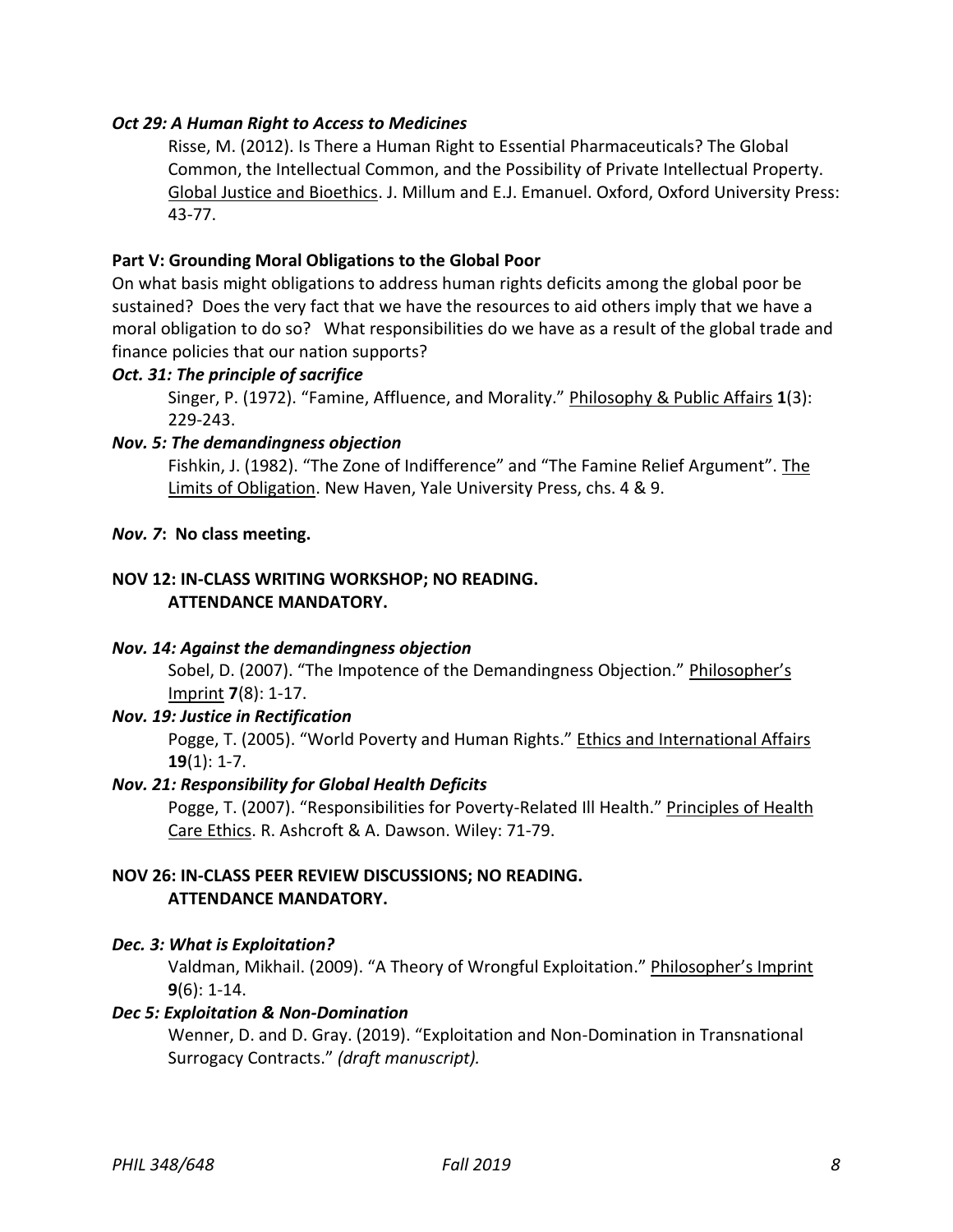***Oct 29: A Human Right to Access to Medicines***

Risse, M. (2012). Is There a Human Right to Essential Pharmaceuticals? The Global Common, the Intellectual Common, and the Possibility of Private Intellectual Property. Global Justice and Bioethics. J. Millum and E.J. Emanuel. Oxford, Oxford University Press: 43-77.

**Part V: Grounding Moral Obligations to the Global Poor**

On what basis might obligations to address human rights deficits among the global poor be sustained? Does the very fact that we have the resources to aid others imply that we have a moral obligation to do so? What responsibilities do we have as a result of the global trade and finance policies that our nation supports?

***Oct. 31: The principle of sacrifice***

Singer, P. (1972). "Famine, Affluence, and Morality." Philosophy & Public Affairs **1**(3): 229-243.

***Nov. 5: The demandingness objection***

Fishkin, J. (1982). "The Zone of Indifference" and "The Famine Relief Argument". The Limits of Obligation. New Haven, Yale University Press, chs. 4 & 9.

***Nov. 7*: No class meeting.**

**NOV 12: IN-CLASS WRITING WORKSHOP; NO READING. ATTENDANCE MANDATORY.**

***Nov. 14: Against the demandingness objection***

Sobel, D. (2007). "The Impotence of the Demandingness Objection." Philosopher's Imprint **7**(8): 1-17.

***Nov. 19: Justice in Rectification***

Pogge, T. (2005). "World Poverty and Human Rights." Ethics and International Affairs **19**(1): 1-7.

***Nov. 21: Responsibility for Global Health Deficits***

Pogge, T. (2007). "Responsibilities for Poverty-Related Ill Health." Principles of Health Care Ethics. R. Ashcroft & A. Dawson. Wiley: 71-79.

**NOV 26: IN-CLASS PEER REVIEW DISCUSSIONS; NO READING. ATTENDANCE MANDATORY.**

***Dec. 3: What is Exploitation?***

Valdman, Mikhail. (2009). "A Theory of Wrongful Exploitation." Philosopher's Imprint **9**(6): 1-14.

***Dec 5: Exploitation & Non-Domination***

Wenner, D. and D. Gray. (2019). "Exploitation and Non-Domination in Transnational Surrogacy Contracts." *(draft manuscript).*